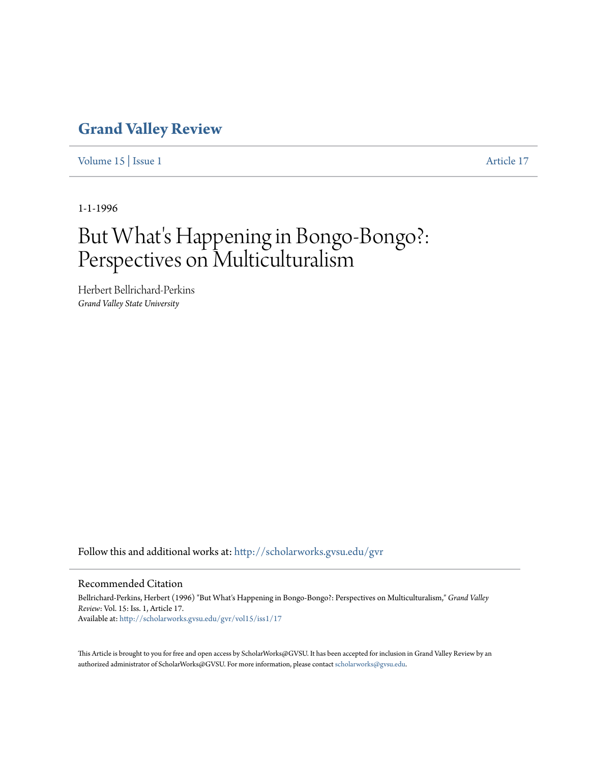# Grand Valley Review

Volume 15 | Issue 1 Article 17

1-1-1996

# But What's Happening in Bongo-Bongo?: Perspectives on Multiculturalism

Herbert Bellrichard-Perkins
*Grand Valley State University*

Follow this and additional works at: http://scholarworks.gvsu.edu/gvr

## Recommended Citation

Bellrichard-Perkins, Herbert (1996) "But What's Happening in Bongo-Bongo?: Perspectives on Multiculturalism," *Grand Valley Review*: Vol. 15: Iss. 1, Article 17.
Available at: http://scholarworks.gvsu.edu/gvr/vol15/iss1/17

This Article is brought to you for free and open access by ScholarWorks@GVSU. It has been accepted for inclusion in Grand Valley Review by an authorized administrator of ScholarWorks@GVSU. For more information, please contact scholarworks@gvsu.edu.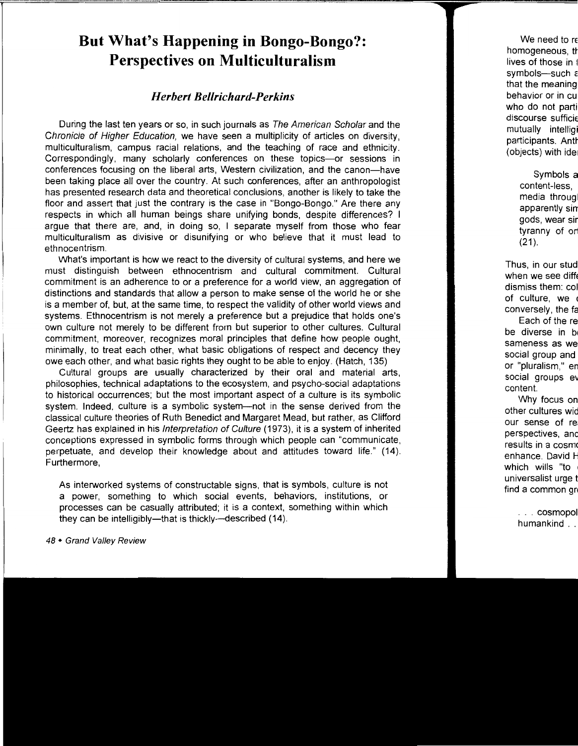# But What's Happening in Bongo-Bongo?: Perspectives on Multiculturalism

### *Herbert Bellrichard-Perkins*

During the last ten years or so, in such journals as *The American Scholar* and the *Chronicle of Higher Education*, we have seen a multiplicity of articles on diversity, multiculturalism, campus racial relations, and the teaching of race and ethnicity. Correspondingly, many scholarly conferences on these topics—or sessions in conferences focusing on the liberal arts, Western civilization, and the canon—have been taking place all over the country. At such conferences, after an anthropologist has presented research data and theoretical conclusions, another is likely to take the floor and assert that just the contrary is the case in "Bongo-Bongo." Are there any respects in which all human beings share unifying bonds, despite differences? I argue that there are, and, in doing so, I separate myself from those who fear multiculturalism as divisive or disunifying or who believe that it must lead to ethnocentrism.

What's important is how we react to the diversity of cultural systems, and here we must distinguish between ethnocentrism and cultural commitment. Cultural commitment is an adherence to or a preference for a world view, an aggregation of distinctions and standards that allow a person to make sense of the world he or she is a member of, but, at the same time, to respect the validity of other world views and systems. Ethnocentrism is not merely a preference but a prejudice that holds one's own culture not merely to be different from but superior to other cultures. Cultural commitment, moreover, recognizes moral principles that define how people ought, minimally, to treat each other, what basic obligations of respect and decency they owe each other, and what basic rights they ought to be able to enjoy. (Hatch, 135)

Cultural groups are usually characterized by their oral and material arts, philosophies, technical adaptations to the ecosystem, and psycho-social adaptations to historical occurrences; but the most important aspect of a culture is its symbolic system. Indeed, culture is a symbolic system—not in the sense derived from the classical culture theories of Ruth Benedict and Margaret Mead, but rather, as Clifford Geertz has explained in his *Interpretation of Culture* (1973), it is a system of inherited conceptions expressed in symbolic forms through which people can "communicate, perpetuate, and develop their knowledge about and attitudes toward life." (14). Furthermore,

> As interworked systems of constructable signs, that is symbols, culture is not a power, something to which social events, behaviors, institutions, or processes can be casually attributed; it is a context, something within which they can be intelligibly—that is thickly—described (14).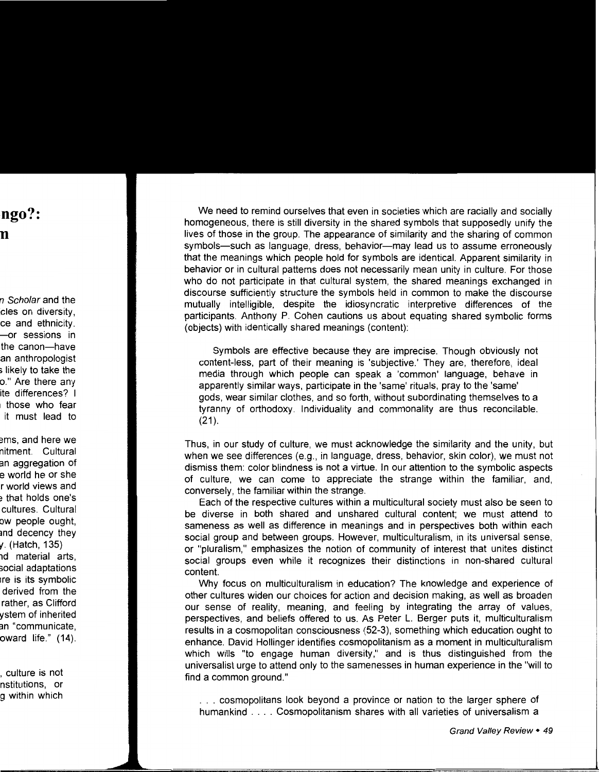We need to remind ourselves that even in societies which are racially and socially homogeneous, there is still diversity in the shared symbols that supposedly unify the lives of those in the group. The appearance of similarity and the sharing of common symbols—such as language, dress, behavior—may lead us to assume erroneously that the meanings which people hold for symbols are identical. Apparent similarity in behavior or in cultural patterns does not necessarily mean unity in culture. For those who do not participate in that cultural system, the shared meanings exchanged in discourse sufficiently structure the symbols held in common to make the discourse mutually intelligible, despite the idiosyncratic interpretive differences of the participants. Anthony P. Cohen cautions us about equating shared symbolic forms (objects) with identically shared meanings (content):

> Symbols are effective because they are imprecise. Though obviously not content-less, part of their meaning is 'subjective.' They are, therefore, ideal media through which people can speak a 'common' language, behave in apparently similar ways, participate in the 'same' rituals, pray to the 'same' gods, wear similar clothes, and so forth, without subordinating themselves to a tyranny of orthodoxy. Individuality and commonality are thus reconcilable. (21).

Thus, in our study of culture, we must acknowledge the similarity and the unity, but when we see differences (e.g., in language, dress, behavior, skin color), we must not dismiss them: color blindness is not a virtue. In our attention to the symbolic aspects of culture, we can come to appreciate the strange within the familiar, and, conversely, the familiar within the strange.

Each of the respective cultures within a multicultural society must also be seen to be diverse in both shared and unshared cultural content; we must attend to sameness as well as difference in meanings and in perspectives both within each social group and between groups. However, multiculturalism, in its universal sense, or "pluralism," emphasizes the notion of community of interest that unites distinct social groups even while it recognizes their distinctions in non-shared cultural content.

Why focus on multiculturalism in education? The knowledge and experience of other cultures widen our choices for action and decision making, as well as broaden our sense of reality, meaning, and feeling by integrating the array of values, perspectives, and beliefs offered to us. As Peter L. Berger puts it, multiculturalism results in a cosmopolitan consciousness (52-3), something which education ought to enhance. David Hollinger identifies cosmopolitanism as a moment in multiculturalism which wills "to engage human diversity," and is thus distinguished from the universalist urge to attend only to the samenesses in human experience in the "will to find a common ground."

> . . . cosmopolitans look beyond a province or nation to the larger sphere of humankind . . . . Cosmopolitanism shares with all varieties of universalism a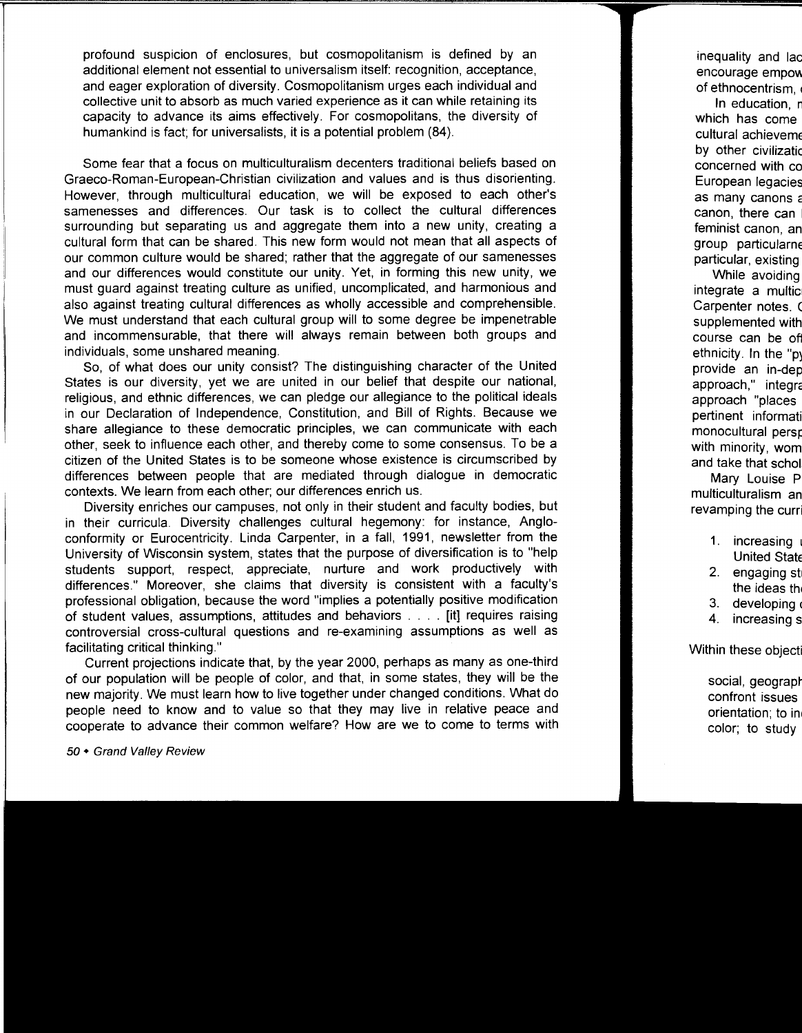> profound suspicion of enclosures, but cosmopolitanism is defined by an additional element not essential to universalism itself: recognition, acceptance, and eager exploration of diversity. Cosmopolitanism urges each individual and collective unit to absorb as much varied experience as it can while retaining its capacity to advance its aims effectively. For cosmopolitans, the diversity of humankind is fact; for universalists, it is a potential problem (84).

Some fear that a focus on multiculturalism decenters traditional beliefs based on Graeco-Roman-European-Christian civilization and values and is thus disorienting. However, through multicultural education, we will be exposed to each other's samenesses and differences. Our task is to collect the cultural differences surrounding but separating us and aggregate them into a new unity, creating a cultural form that can be shared. This new form would not mean that all aspects of our common culture would be shared; rather that the aggregate of our samenesses and our differences would constitute our unity. Yet, in forming this new unity, we must guard against treating culture as unified, uncomplicated, and harmonious and also against treating cultural differences as wholly accessible and comprehensible. We must understand that each cultural group will to some degree be impenetrable and incommensurable, that there will always remain between both groups and individuals, some unshared meaning.

So, of what does our unity consist? The distinguishing character of the United States is our diversity, yet we are united in our belief that despite our national, religious, and ethnic differences, we can pledge our allegiance to the political ideals in our Declaration of Independence, Constitution, and Bill of Rights. Because we share allegiance to these democratic principles, we can communicate with each other, seek to influence each other, and thereby come to some consensus. To be a citizen of the United States is to be someone whose existence is circumscribed by differences between people that are mediated through dialogue in democratic contexts. We learn from each other; our differences enrich us.

Diversity enriches our campuses, not only in their student and faculty bodies, but in their curricula. Diversity challenges cultural hegemony: for instance, Anglo-conformity or Eurocentricity. Linda Carpenter, in a fall, 1991, newsletter from the University of Wisconsin system, states that the purpose of diversification is to "help students support, respect, appreciate, nurture and work productively with differences." Moreover, she claims that diversity is consistent with a faculty's professional obligation, because the word "implies a potentially positive modification of student values, assumptions, attitudes and behaviors . . . . [it] requires raising controversial cross-cultural questions and re-examining assumptions as well as facilitating critical thinking."

Current projections indicate that, by the year 2000, perhaps as many as one-third of our population will be people of color, and that, in some states, they will be the new majority. We must learn how to live together under changed conditions. What do people need to know and to value so that they may live in relative peace and cooperate to advance their common welfare? How are we to come to terms with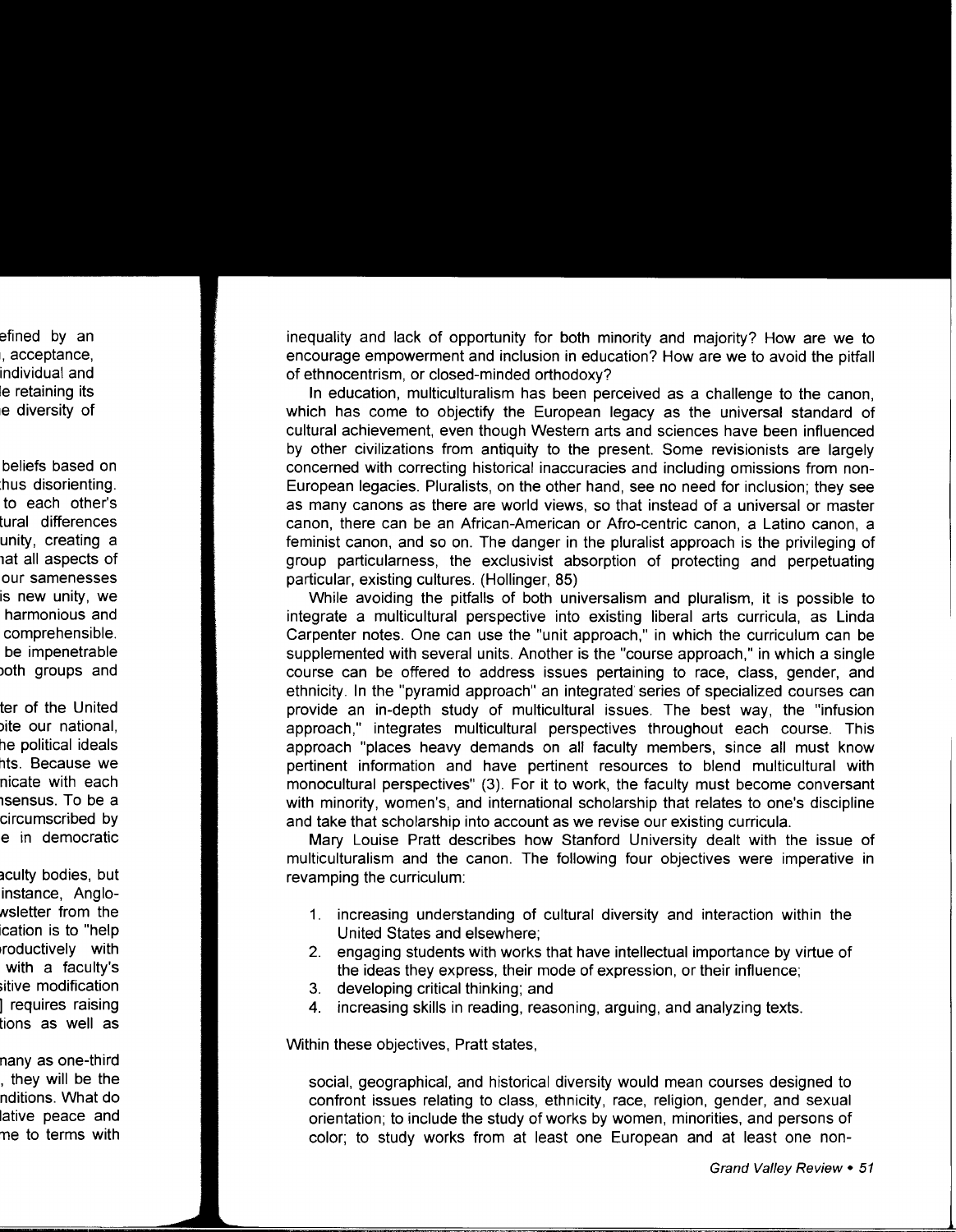inequality and lack of opportunity for both minority and majority? How are we to encourage empowerment and inclusion in education? How are we to avoid the pitfall of ethnocentrism, or closed-minded orthodoxy?

In education, multiculturalism has been perceived as a challenge to the canon, which has come to objectify the European legacy as the universal standard of cultural achievement, even though Western arts and sciences have been influenced by other civilizations from antiquity to the present. Some revisionists are largely concerned with correcting historical inaccuracies and including omissions from non-European legacies. Pluralists, on the other hand, see no need for inclusion; they see as many canons as there are world views, so that instead of a universal or master canon, there can be an African-American or Afro-centric canon, a Latino canon, a feminist canon, and so on. The danger in the pluralist approach is the privileging of group particularness, the exclusivist absorption of protecting and perpetuating particular, existing cultures. (Hollinger, 85)

While avoiding the pitfalls of both universalism and pluralism, it is possible to integrate a multicultural perspective into existing liberal arts curricula, as Linda Carpenter notes. One can use the "unit approach," in which the curriculum can be supplemented with several units. Another is the "course approach," in which a single course can be offered to address issues pertaining to race, class, gender, and ethnicity. In the "pyramid approach" an integrated series of specialized courses can provide an in-depth study of multicultural issues. The best way, the "infusion approach," integrates multicultural perspectives throughout each course. This approach "places heavy demands on all faculty members, since all must know pertinent information and have pertinent resources to blend multicultural with monocultural perspectives" (3). For it to work, the faculty must become conversant with minority, women's, and international scholarship that relates to one's discipline and take that scholarship into account as we revise our existing curricula.

Mary Louise Pratt describes how Stanford University dealt with the issue of multiculturalism and the canon. The following four objectives were imperative in revamping the curriculum:

1. increasing understanding of cultural diversity and interaction within the United States and elsewhere;
2. engaging students with works that have intellectual importance by virtue of the ideas they express, their mode of expression, or their influence;
3. developing critical thinking; and
4. increasing skills in reading, reasoning, arguing, and analyzing texts.

Within these objectives, Pratt states,

> social, geographical, and historical diversity would mean courses designed to confront issues relating to class, ethnicity, race, religion, gender, and sexual orientation; to include the study of works by women, minorities, and persons of color; to study works from at least one European and at least one non-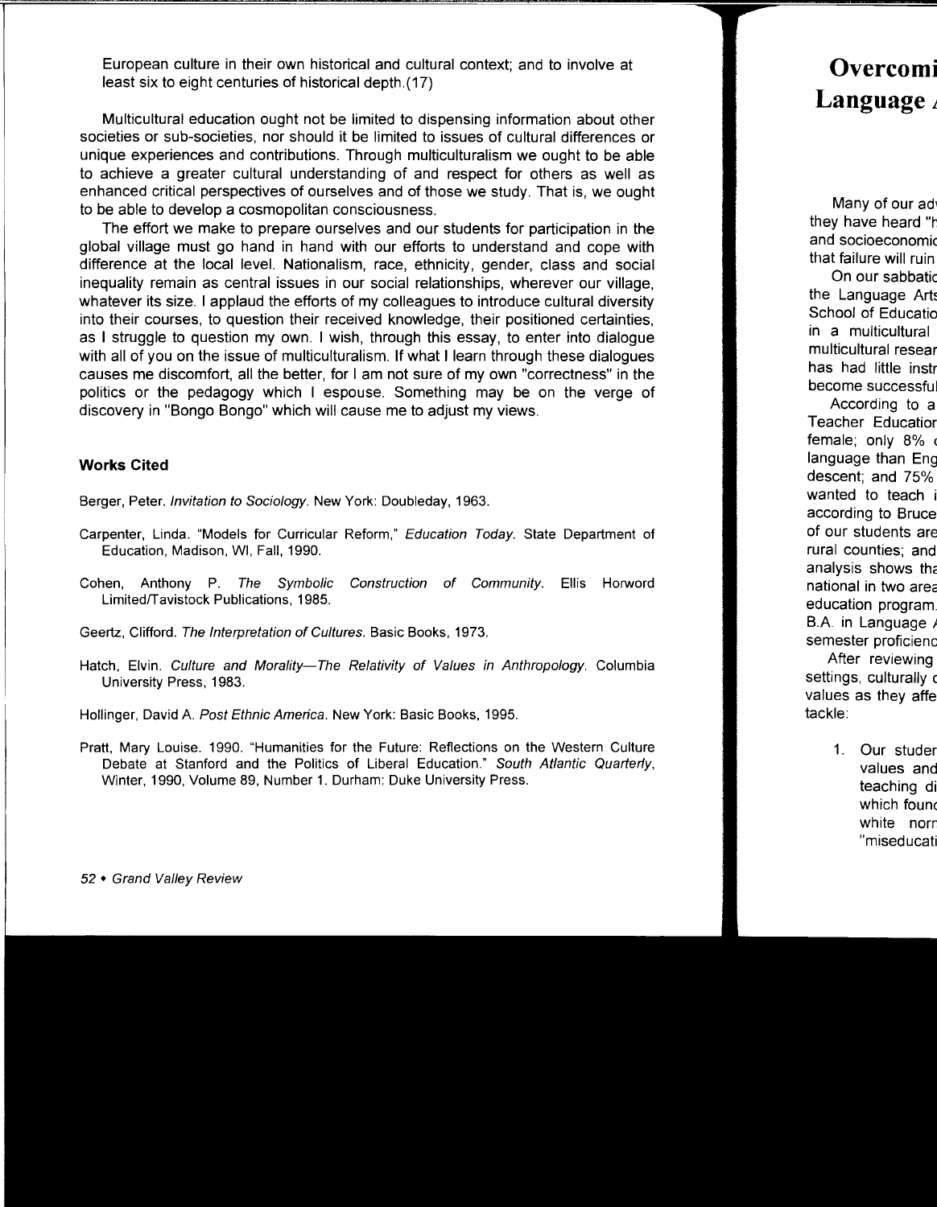European culture in their own historical and cultural context; and to involve at least six to eight centuries of historical depth.(17)

Multicultural education ought not be limited to dispensing information about other societies or sub-societies, nor should it be limited to issues of cultural differences or unique experiences and contributions. Through multiculturalism we ought to be able to achieve a greater cultural understanding of and respect for others as well as enhanced critical perspectives of ourselves and of those we study. That is, we ought to be able to develop a cosmopolitan consciousness.

The effort we make to prepare ourselves and our students for participation in the global village must go hand in hand with our efforts to understand and cope with difference at the local level. Nationalism, race, ethnicity, gender, class and social inequality remain as central issues in our social relationships, wherever our village, whatever its size. I applaud the efforts of my colleagues to introduce cultural diversity into their courses, to question their received knowledge, their positioned certainties, as I struggle to question my own. I wish, through this essay, to enter into dialogue with all of you on the issue of multiculturalism. If what I learn through these dialogues causes me discomfort, all the better, for I am not sure of my own "correctness" in the politics or the pedagogy which I espouse. Something may be on the verge of discovery in "Bongo Bongo" which will cause me to adjust my views.

### Works Cited

Berger, Peter. *Invitation to Sociology*. New York: Doubleday, 1963.

Carpenter, Linda. "Models for Curricular Reform," *Education Today*. State Department of Education, Madison, WI, Fall, 1990.

Cohen, Anthony P. *The Symbolic Construction of Community*. Ellis Horword Limited/Tavistock Publications, 1985.

Geertz, Clifford. *The Interpretation of Cultures*. Basic Books, 1973.

Hatch, Elvin. *Culture and Morality—The Relativity of Values in Anthropology*. Columbia University Press, 1983.

Hollinger, David A. *Post Ethnic America*. New York: Basic Books, 1995.

Pratt, Mary Louise. 1990. "Humanities for the Future: Reflections on the Western Culture Debate at Stanford and the Politics of Liberal Education." *South Atlantic Quarterly*, Winter, 1990, Volume 89, Number 1. Durham: Duke University Press.